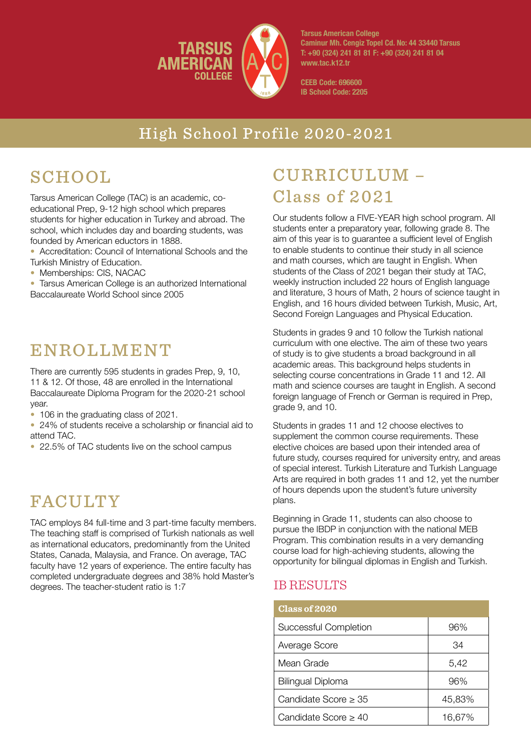**TARSUS AMERICAN COLLEGE**

Tarsus American College
Caminur Mh. Cengiz Topel Cd. No: 44 33440 Tarsus
T: +90 (324) 241 81 81 F: +90 (324) 241 81 04
www.tac.k12.tr

CEEB Code: 696600
IB School Code: 2205

# High School Profile 2020-2021

## SCHOOL

Tarsus American College (TAC) is an academic, co-educational Prep, 9-12 high school which prepares students for higher education in Turkey and abroad. The school, which includes day and boarding students, was founded by American eductors in 1888.

- Accreditation: Council of International Schools and the Turkish Ministry of Education.
- Memberships: CIS, NACAC
- Tarsus American College is an authorized International Baccalaureate World School since 2005

## ENROLLMENT

There are currently 595 students in grades Prep, 9, 10, 11 & 12. Of those, 48 are enrolled in the International Baccalaureate Diploma Program for the 2020-21 school year.

- 106 in the graduating class of 2021.
- 24% of students receive a scholarship or financial aid to attend TAC.
- 22.5% of TAC students live on the school campus

## FACULTY

TAC employs 84 full-time and 3 part-time faculty members. The teaching staff is comprised of Turkish nationals as well as international educators, predominantly from the United States, Canada, Malaysia, and France. On average, TAC faculty have 12 years of experience. The entire faculty has completed undergraduate degrees and 38% hold Master's degrees. The teacher-student ratio is 1:7

## CURRICULUM – Class of 2021

Our students follow a FIVE-YEAR high school program. All students enter a preparatory year, following grade 8. The aim of this year is to guarantee a sufficient level of English to enable students to continue their study in all science and math courses, which are taught in English. When students of the Class of 2021 began their study at TAC, weekly instruction included 22 hours of English language and literature, 3 hours of Math, 2 hours of science taught in English, and 16 hours divided between Turkish, Music, Art, Second Foreign Languages and Physical Education.

Students in grades 9 and 10 follow the Turkish national curriculum with one elective. The aim of these two years of study is to give students a broad background in all academic areas. This background helps students in selecting course concentrations in Grade 11 and 12. All math and science courses are taught in English. A second foreign language of French or German is required in Prep, grade 9, and 10.

Students in grades 11 and 12 choose electives to supplement the common course requirements. These elective choices are based upon their intended area of future study, courses required for university entry, and areas of special interest. Turkish Literature and Turkish Language Arts are required in both grades 11 and 12, yet the number of hours depends upon the student's future university plans.

Beginning in Grade 11, students can also choose to pursue the IBDP in conjunction with the national MEB Program. This combination results in a very demanding course load for high-achieving students, allowing the opportunity for bilingual diplomas in English and Turkish.

### IB RESULTS

| Class of 2020 | |
|---|---|
| Successful Completion | 96% |
| Average Score | 34 |
| Mean Grade | 5,42 |
| Bilingual Diploma | 96% |
| Candidate Score ≥ 35 | 45,83% |
| Candidate Score ≥ 40 | 16,67% |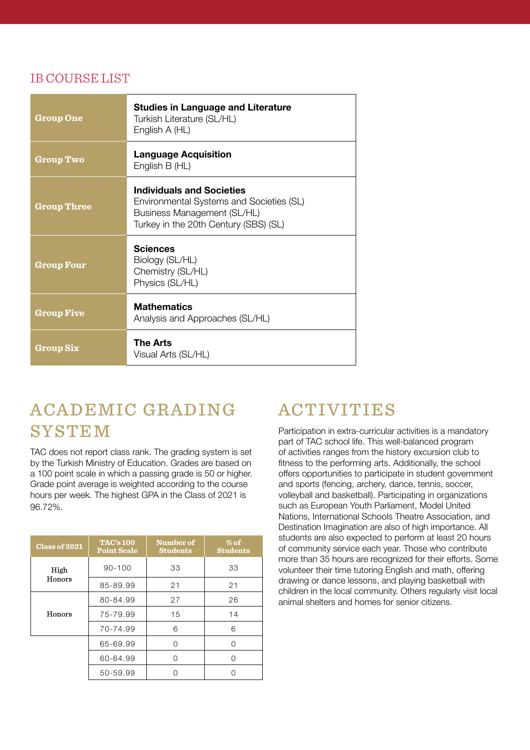## IB COURSE LIST

| | |
|---|---|
| **Group One** | **Studies in Language and Literature**<br>Turkish Literature (SL/HL)<br>English A (HL) |
| **Group Two** | **Language Acquisition**<br>English B (HL) |
| **Group Three** | **Individuals and Societies**<br>Environmental Systems and Societies (SL)<br>Business Management (SL/HL)<br>Turkey in the 20th Century (SBS) (SL) |
| **Group Four** | **Sciences**<br>Biology (SL/HL)<br>Chemistry (SL/HL)<br>Physics (SL/HL) |
| **Group Five** | **Mathematics**<br>Analysis and Approaches (SL/HL) |
| **Group Six** | **The Arts**<br>Visual Arts (SL/HL) |

# ACADEMIC GRADING SYSTEM

TAC does not report class rank. The grading system is set by the Turkish Ministry of Education. Grades are based on a 100 point scale in which a passing grade is 50 or higher. Grade point average is weighted according to the course hours per week. The highest GPA in the Class of 2021 is 96.72%.

| Class of 2021 | TAC's 100 Point Scale | Number of Students | % of Students |
|---|---|---|---|
| High Honors | 90-100 | 33 | 33 |
| | 85-89.99 | 21 | 21 |
| Honors | 80-84.99 | 27 | 26 |
| | 75-79.99 | 15 | 14 |
| | 70-74.99 | 6 | 6 |
| | 65-69.99 | 0 | 0 |
| | 60-64.99 | 0 | 0 |
| | 50-59.99 | 0 | 0 |

# ACTIVITIES

Participation in extra-curricular activities is a mandatory part of TAC school life. This well-balanced program of activities ranges from the history excursion club to fitness to the performing arts. Additionally, the school offers opportunities to participate in student government and sports (fencing, archery, dance, tennis, soccer, volleyball and basketball). Participating in organizations such as European Youth Parliament, Model United Nations, International Schools Theatre Association, and Destination Imagination are also of high importance. All students are also expected to perform at least 20 hours of community service each year. Those who contribute more than 35 hours are recognized for their efforts. Some volunteer their time tutoring English and math, offering drawing or dance lessons, and playing basketball with children in the local community. Others regularly visit local animal shelters and homes for senior citizens.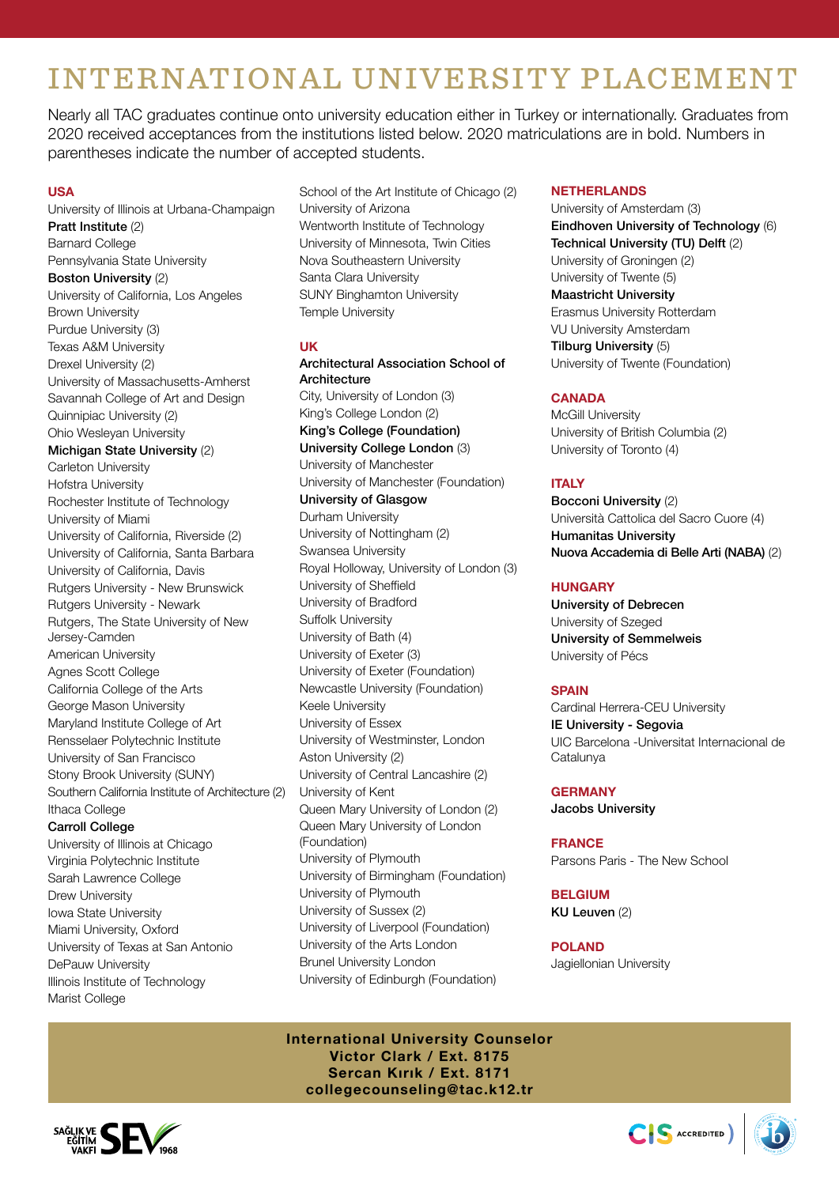# INTERNATIONAL UNIVERSITY PLACEMENT

Nearly all TAC graduates continue onto university education either in Turkey or internationally. Graduates from 2020 received acceptances from the institutions listed below. 2020 matriculations are in bold. Numbers in parentheses indicate the number of accepted students.

## USA

University of Illinois at Urbana-Champaign
**Pratt Institute** (2)
Barnard College
Pennsylvania State University
**Boston University** (2)
University of California, Los Angeles
Brown University
Purdue University (3)
Texas A&M University
Drexel University (2)
University of Massachusetts-Amherst
Savannah College of Art and Design
Quinnipiac University (2)
Ohio Wesleyan University
**Michigan State University** (2)
Carleton University
Hofstra University
Rochester Institute of Technology
University of Miami
University of California, Riverside (2)
University of California, Santa Barbara
University of California, Davis
Rutgers University - New Brunswick
Rutgers University - Newark
Rutgers, The State University of New Jersey-Camden
American University
Agnes Scott College
California College of the Arts
George Mason University
Maryland Institute College of Art
Rensselaer Polytechnic Institute
University of San Francisco
Stony Brook University (SUNY)
Southern California Institute of Architecture (2)
Ithaca College
**Carroll College**
University of Illinois at Chicago
Virginia Polytechnic Institute
Sarah Lawrence College
Drew University
Iowa State University
Miami University, Oxford
University of Texas at San Antonio
DePauw University
Illinois Institute of Technology
Marist College
School of the Art Institute of Chicago (2)
University of Arizona
Wentworth Institute of Technology
University of Minnesota, Twin Cities
Nova Southeastern University
Santa Clara University
SUNY Binghamton University
Temple University

## UK

**Architectural Association School of Architecture**
City, University of London (3)
King's College London (2)
**King's College (Foundation)**
**University College London** (3)
University of Manchester
University of Manchester (Foundation)
**University of Glasgow**
Durham University
University of Nottingham (2)
Swansea University
Royal Holloway, University of London (3)
University of Sheffield
University of Bradford
Suffolk University
University of Bath (4)
University of Exeter (3)
University of Exeter (Foundation)
Newcastle University (Foundation)
Keele University
University of Essex
University of Westminster, London
Aston University (2)
University of Central Lancashire (2)
University of Kent
Queen Mary University of London (2)
Queen Mary University of London (Foundation)
University of Plymouth
University of Birmingham (Foundation)
University of Plymouth
University of Sussex (2)
University of Liverpool (Foundation)
University of the Arts London
Brunel University London
University of Edinburgh (Foundation)

## NETHERLANDS

University of Amsterdam (3)
**Eindhoven University of Technology** (6)
**Technical University (TU) Delft** (2)
University of Groningen (2)
University of Twente (5)
**Maastricht University**
Erasmus University Rotterdam
VU University Amsterdam
**Tilburg University** (5)
University of Twente (Foundation)

## CANADA

McGill University
University of British Columbia (2)
University of Toronto (4)

## ITALY

**Bocconi University** (2)
Università Cattolica del Sacro Cuore (4)
**Humanitas University**
**Nuova Accademia di Belle Arti (NABA)** (2)

## HUNGARY

**University of Debrecen**
University of Szeged
**University of Semmelweis**
University of Pécs

## SPAIN

Cardinal Herrera-CEU University
**IE University - Segovia**
UIC Barcelona -Universitat Internacional de Catalunya

## GERMANY

**Jacobs University**

## FRANCE

Parsons Paris - The New School

## BELGIUM

**KU Leuven** (2)

## POLAND

Jagiellonian University

**International University Counselor**
**Victor Clark / Ext. 8175**
**Sercan Kırık / Ext. 8171**
**collegecounseling@tac.k12.tr**

SAĞLIK VE EĞİTİM VAKFI SEV 1968

CIS ACCREDITED